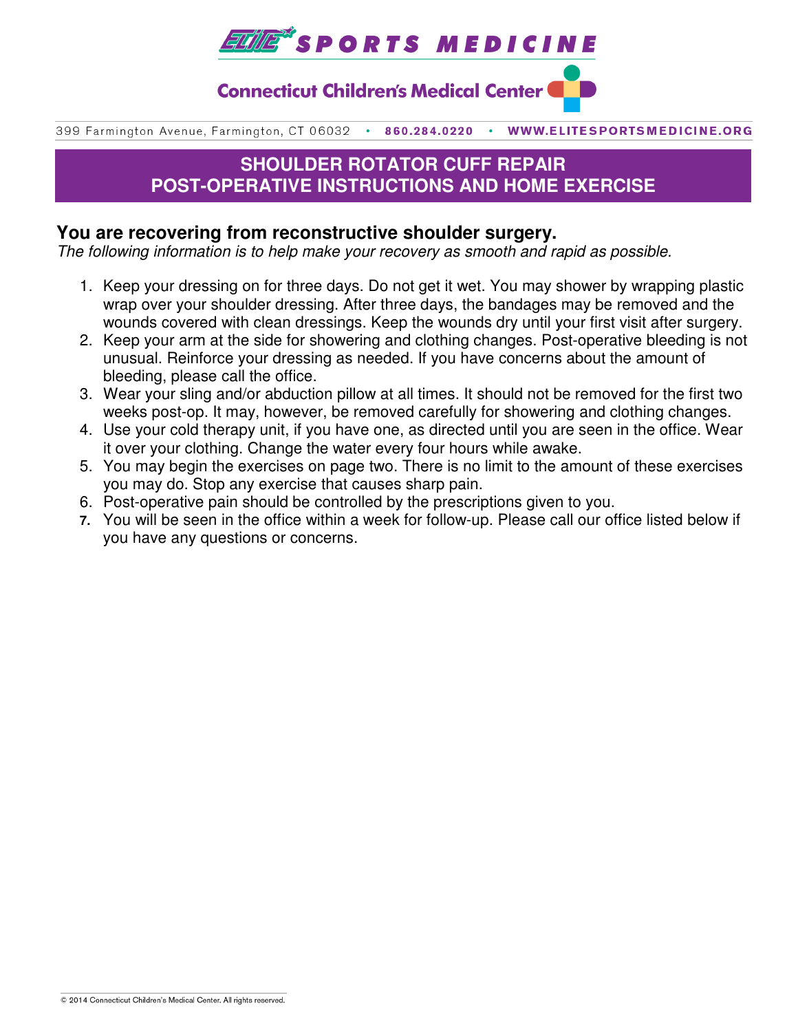ELITE SPORTS MEDICINE

Connecticut Children's Medical Center

399 Farmington Avenue, Farmington, CT 06032 • 860.284.0220 • WWW.ELITESPORTSMEDICINE.ORG

# SHOULDER ROTATOR CUFF REPAIR
# POST-OPERATIVE INSTRUCTIONS AND HOME EXERCISE

## You are recovering from reconstructive shoulder surgery.

*The following information is to help make your recovery as smooth and rapid as possible.*

1. Keep your dressing on for three days. Do not get it wet. You may shower by wrapping plastic wrap over your shoulder dressing. After three days, the bandages may be removed and the wounds covered with clean dressings. Keep the wounds dry until your first visit after surgery.
2. Keep your arm at the side for showering and clothing changes. Post-operative bleeding is not unusual. Reinforce your dressing as needed. If you have concerns about the amount of bleeding, please call the office.
3. Wear your sling and/or abduction pillow at all times. It should not be removed for the first two weeks post-op. It may, however, be removed carefully for showering and clothing changes.
4. Use your cold therapy unit, if you have one, as directed until you are seen in the office. Wear it over your clothing. Change the water every four hours while awake.
5. You may begin the exercises on page two. There is no limit to the amount of these exercises you may do. Stop any exercise that causes sharp pain.
6. Post-operative pain should be controlled by the prescriptions given to you.
7. You will be seen in the office within a week for follow-up. Please call our office listed below if you have any questions or concerns.

© 2014 Connecticut Children's Medical Center. All rights reserved.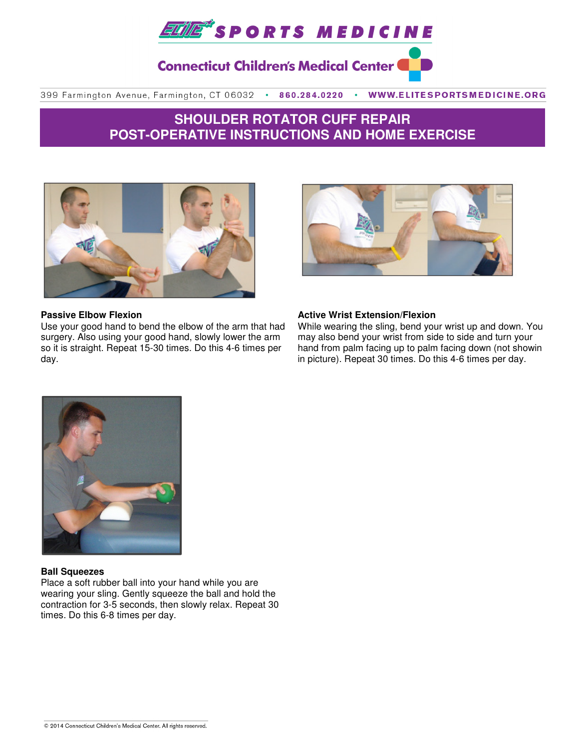# SPORTS MEDICINE

Connecticut Children's Medical Center

399 Farmington Avenue, Farmington, CT 06032 • 860.284.0220 • WWW.ELITESPORTSMEDICINE.ORG

## SHOULDER ROTATOR CUFF REPAIR POST-OPERATIVE INSTRUCTIONS AND HOME EXERCISE

**Passive Elbow Flexion**
Use your good hand to bend the elbow of the arm that had surgery. Also using your good hand, slowly lower the arm so it is straight. Repeat 15-30 times. Do this 4-6 times per day.

**Active Wrist Extension/Flexion**
While wearing the sling, bend your wrist up and down. You may also bend your wrist from side to side and turn your hand from palm facing up to palm facing down (not showin in picture). Repeat 30 times. Do this 4-6 times per day.

**Ball Squeezes**
Place a soft rubber ball into your hand while you are wearing your sling. Gently squeeze the ball and hold the contraction for 3-5 seconds, then slowly relax. Repeat 30 times. Do this 6-8 times per day.

© 2014 Connecticut Children's Medical Center. All rights reserved.